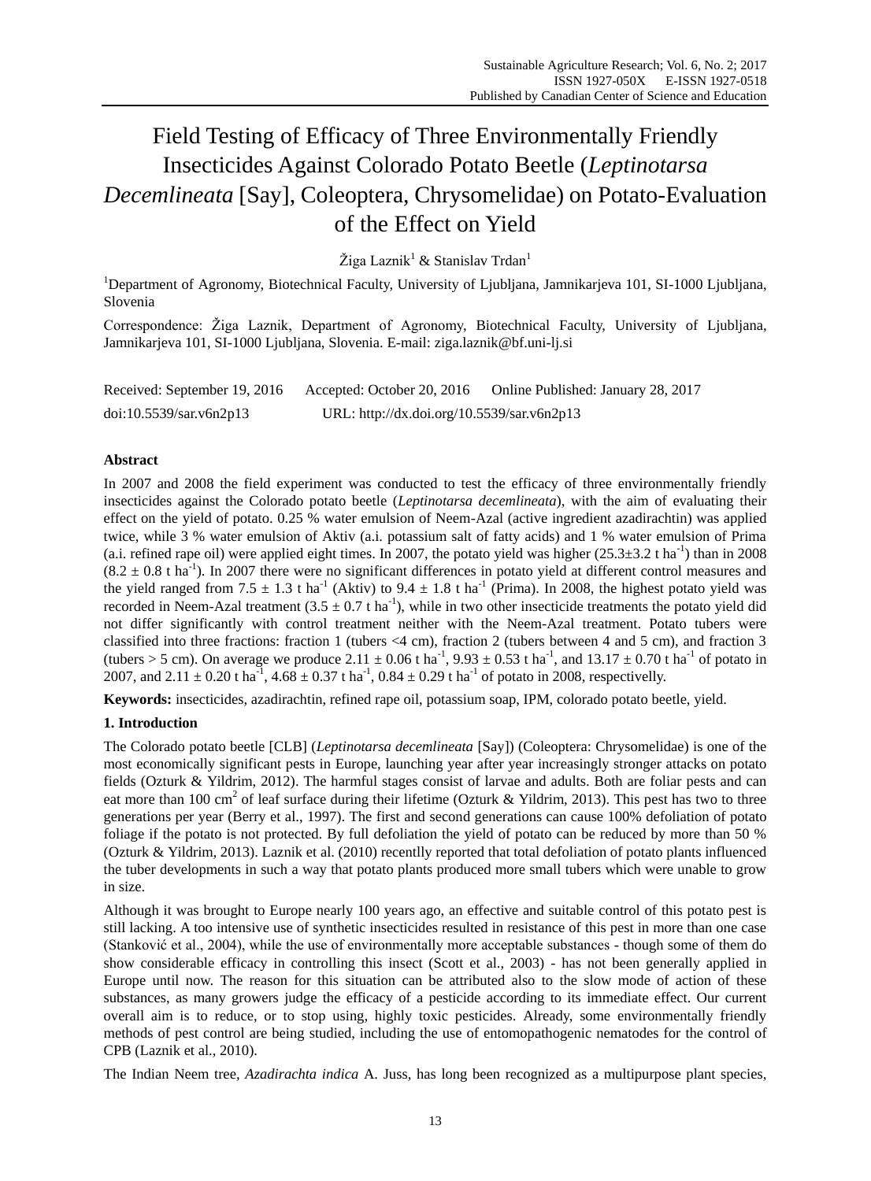# Field Testing of Efficacy of Three Environmentally Friendly Insecticides Against Colorado Potato Beetle (*Leptinotarsa Decemlineata* [Say], Coleoptera, Chrysomelidae) on Potato-Evaluation of the Effect on Yield

Žiga Laznik[1] & Stanislav Trdan[1]

[1]Department of Agronomy, Biotechnical Faculty, University of Ljubljana, Jamnikarjeva 101, SI-1000 Ljubljana, Slovenia

Correspondence: Žiga Laznik, Department of Agronomy, Biotechnical Faculty, University of Ljubljana, Jamnikarjeva 101, SI-1000 Ljubljana, Slovenia. E-mail: ziga.laznik@bf.uni-lj.si

Received: September 19, 2016 Accepted: October 20, 2016 Online Published: January 28, 2017

doi:10.5539/sar.v6n2p13 URL: http://dx.doi.org/10.5539/sar.v6n2p13

## Abstract

In 2007 and 2008 the field experiment was conducted to test the efficacy of three environmentally friendly insecticides against the Colorado potato beetle (*Leptinotarsa decemlineata*), with the aim of evaluating their effect on the yield of potato. 0.25 % water emulsion of Neem-Azal (active ingredient azadirachtin) was applied twice, while 3 % water emulsion of Aktiv (a.i. potassium salt of fatty acids) and 1 % water emulsion of Prima (a.i. refined rape oil) were applied eight times. In 2007, the potato yield was higher ($25.3 \pm 3.2$ t ha$^{-1}$) than in 2008 ($8.2 \pm 0.8$ t ha$^{-1}$). In 2007 there were no significant differences in potato yield at different control measures and the yield ranged from $7.5 \pm 1.3$ t ha$^{-1}$ (Aktiv) to $9.4 \pm 1.8$ t ha$^{-1}$ (Prima). In 2008, the highest potato yield was recorded in Neem-Azal treatment ($3.5 \pm 0.7$ t ha$^{-1}$), while in two other insecticide treatments the potato yield did not differ significantly with control treatment neither with the Neem-Azal treatment. Potato tubers were classified into three fractions: fraction 1 (tubers <4 cm), fraction 2 (tubers between 4 and 5 cm), and fraction 3 (tubers > 5 cm). On average we produce $2.11 \pm 0.06$ t ha$^{-1}$, $9.93 \pm 0.53$ t ha$^{-1}$, and $13.17 \pm 0.70$ t ha$^{-1}$ of potato in 2007, and $2.11 \pm 0.20$ t ha$^{-1}$, $4.68 \pm 0.37$ t ha$^{-1}$, $0.84 \pm 0.29$ t ha$^{-1}$ of potato in 2008, respectivelly.

**Keywords:** insecticides, azadirachtin, refined rape oil, potassium soap, IPM, colorado potato beetle, yield.

## 1. Introduction

The Colorado potato beetle [CLB] (*Leptinotarsa decemlineata* [Say]) (Coleoptera: Chrysomelidae) is one of the most economically significant pests in Europe, launching year after year increasingly stronger attacks on potato fields (Ozturk & Yildrim, 2012). The harmful stages consist of larvae and adults. Both are foliar pests and can eat more than 100 cm$^2$ of leaf surface during their lifetime (Ozturk & Yildrim, 2013). This pest has two to three generations per year (Berry et al., 1997). The first and second generations can cause 100% defoliation of potato foliage if the potato is not protected. By full defoliation the yield of potato can be reduced by more than 50 % (Ozturk & Yildrim, 2013). Laznik et al. (2010) recentlly reported that total defoliation of potato plants influenced the tuber developments in such a way that potato plants produced more small tubers which were unable to grow in size.

Although it was brought to Europe nearly 100 years ago, an effective and suitable control of this potato pest is still lacking. A too intensive use of synthetic insecticides resulted in resistance of this pest in more than one case (Stanković et al., 2004), while the use of environmentally more acceptable substances - though some of them do show considerable efficacy in controlling this insect (Scott et al., 2003) - has not been generally applied in Europe until now. The reason for this situation can be attributed also to the slow mode of action of these substances, as many growers judge the efficacy of a pesticide according to its immediate effect. Our current overall aim is to reduce, or to stop using, highly toxic pesticides. Already, some environmentally friendly methods of pest control are being studied, including the use of entomopathogenic nematodes for the control of CPB (Laznik et al., 2010).

The Indian Neem tree, *Azadirachta indica* A. Juss, has long been recognized as a multipurpose plant species,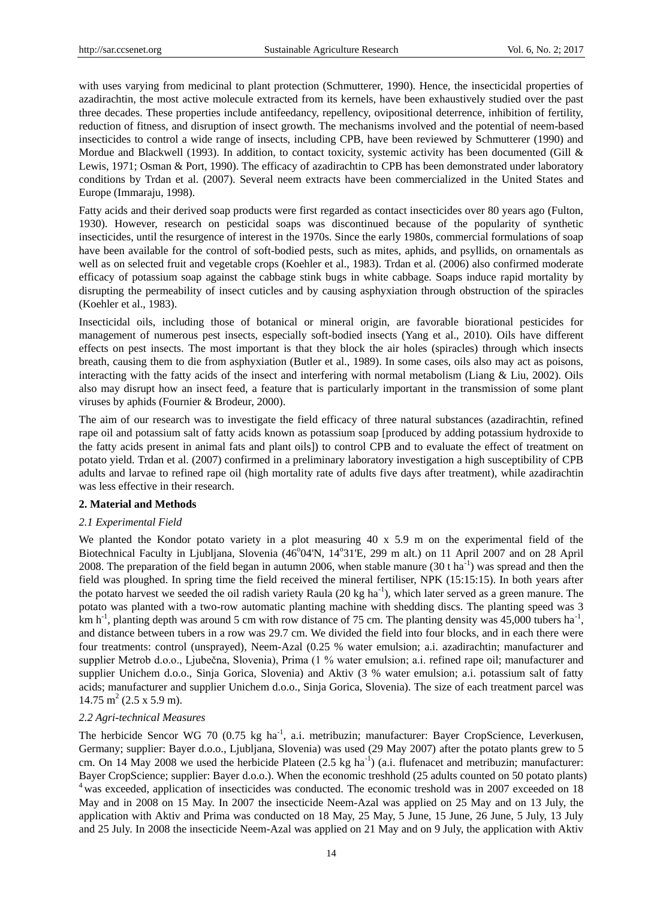with uses varying from medicinal to plant protection (Schmutterer, 1990). Hence, the insecticidal properties of azadirachtin, the most active molecule extracted from its kernels, have been exhaustively studied over the past three decades. These properties include antifeedancy, repellency, ovipositional deterrence, inhibition of fertility, reduction of fitness, and disruption of insect growth. The mechanisms involved and the potential of neem-based insecticides to control a wide range of insects, including CPB, have been reviewed by Schmutterer (1990) and Mordue and Blackwell (1993). In addition, to contact toxicity, systemic activity has been documented (Gill & Lewis, 1971; Osman & Port, 1990). The efficacy of azadirachtin to CPB has been demonstrated under laboratory conditions by Trdan et al. (2007). Several neem extracts have been commercialized in the United States and Europe (Immaraju, 1998).

Fatty acids and their derived soap products were first regarded as contact insecticides over 80 years ago (Fulton, 1930). However, research on pesticidal soaps was discontinued because of the popularity of synthetic insecticides, until the resurgence of interest in the 1970s. Since the early 1980s, commercial formulations of soap have been available for the control of soft-bodied pests, such as mites, aphids, and psyllids, on ornamentals as well as on selected fruit and vegetable crops (Koehler et al., 1983). Trdan et al. (2006) also confirmed moderate efficacy of potassium soap against the cabbage stink bugs in white cabbage. Soaps induce rapid mortality by disrupting the permeability of insect cuticles and by causing asphyxiation through obstruction of the spiracles (Koehler et al., 1983).

Insecticidal oils, including those of botanical or mineral origin, are favorable biorational pesticides for management of numerous pest insects, especially soft-bodied insects (Yang et al., 2010). Oils have different effects on pest insects. The most important is that they block the air holes (spiracles) through which insects breath, causing them to die from asphyxiation (Butler et al., 1989). In some cases, oils also may act as poisons, interacting with the fatty acids of the insect and interfering with normal metabolism (Liang & Liu, 2002). Oils also may disrupt how an insect feed, a feature that is particularly important in the transmission of some plant viruses by aphids (Fournier & Brodeur, 2000).

The aim of our research was to investigate the field efficacy of three natural substances (azadirachtin, refined rape oil and potassium salt of fatty acids known as potassium soap [produced by adding potassium hydroxide to the fatty acids present in animal fats and plant oils]) to control CPB and to evaluate the effect of treatment on potato yield. Trdan et al. (2007) confirmed in a preliminary laboratory investigation a high susceptibility of CPB adults and larvae to refined rape oil (high mortality rate of adults five days after treatment), while azadirachtin was less effective in their research.

## 2. Material and Methods

### *2.1 Experimental Field*

We planted the Kondor potato variety in a plot measuring 40 x 5.9 m on the experimental field of the Biotechnical Faculty in Ljubljana, Slovenia (46$^{o}$04'N, 14$^{o}$31'E, 299 m alt.) on 11 April 2007 and on 28 April 2008. The preparation of the field began in autumn 2006, when stable manure (30 t ha$^{-1}$) was spread and then the field was ploughed. In spring time the field received the mineral fertiliser, NPK (15:15:15). In both years after the potato harvest we seeded the oil radish variety Raula (20 kg ha$^{-1}$), which later served as a green manure. The potato was planted with a two-row automatic planting machine with shedding discs. The planting speed was 3 km h$^{-1}$, planting depth was around 5 cm with row distance of 75 cm. The planting density was 45,000 tubers ha$^{-1}$, and distance between tubers in a row was 29.7 cm. We divided the field into four blocks, and in each there were four treatments: control (unsprayed), Neem-Azal (0.25 % water emulsion; a.i. azadirachtin; manufacturer and supplier Metrob d.o.o., Ljubečna, Slovenia), Prima (1 % water emulsion; a.i. refined rape oil; manufacturer and supplier Unichem d.o.o., Sinja Gorica, Slovenia) and Aktiv (3 % water emulsion; a.i. potassium salt of fatty acids; manufacturer and supplier Unichem d.o.o., Sinja Gorica, Slovenia). The size of each treatment parcel was 14.75 m$^{2}$ (2.5 x 5.9 m).

### *2.2 Agri-technical Measures*

The herbicide Sencor WG 70 (0.75 kg ha$^{-1}$, a.i. metribuzin; manufacturer: Bayer CropScience, Leverkusen, Germany; supplier: Bayer d.o.o., Ljubljana, Slovenia) was used (29 May 2007) after the potato plants grew to 5 cm. On 14 May 2008 we used the herbicide Plateen (2.5 kg ha$^{-1}$) (a.i. flufenacet and metribuzin; manufacturer: Bayer CropScience; supplier: Bayer d.o.o.). When the economic treshhold (25 adults counted on 50 potato plants) [4] was exceeded, application of insecticides was conducted. The economic treshold was in 2007 exceeded on 18 May and in 2008 on 15 May. In 2007 the insecticide Neem-Azal was applied on 25 May and on 13 July, the application with Aktiv and Prima was conducted on 18 May, 25 May, 5 June, 15 June, 26 June, 5 July, 13 July and 25 July. In 2008 the insecticide Neem-Azal was applied on 21 May and on 9 July, the application with Aktiv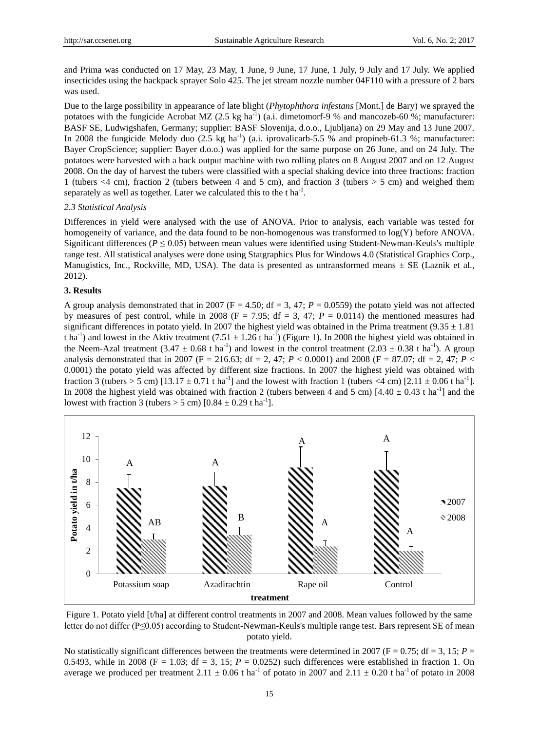and Prima was conducted on 17 May, 23 May, 1 June, 9 June, 17 June, 1 July, 9 July and 17 July. We applied insecticides using the backpack sprayer Solo 425. The jet stream nozzle number 04F110 with a pressure of 2 bars was used.

Due to the large possibility in appearance of late blight (*Phytophthora infestans* [Mont.] de Bary) we sprayed the potatoes with the fungicide Acrobat MZ (2.5 kg $ha^{-1}$) (a.i. dimetomorf-9 % and mancozeb-60 %; manufacturer: BASF SE, Ludwigshafen, Germany; supplier: BASF Slovenija, d.o.o., Ljubljana) on 29 May and 13 June 2007. In 2008 the fungicide Melody duo (2.5 kg $ha^{-1}$) (a.i. iprovalicarb-5.5 % and propineb-61.3 %; manufacturer: Bayer CropScience; supplier: Bayer d.o.o.) was applied for the same purpose on 26 June, and on 24 July. The potatoes were harvested with a back output machine with two rolling plates on 8 August 2007 and on 12 August 2008. On the day of harvest the tubers were classified with a special shaking device into three fractions: fraction 1 (tubers <4 cm), fraction 2 (tubers between 4 and 5 cm), and fraction 3 (tubers > 5 cm) and weighed them separately as well as together. Later we calculated this to the t $ha^{-1}$.

### 2.3 Statistical Analysis

Differences in yield were analysed with the use of ANOVA. Prior to analysis, each variable was tested for homogeneity of variance, and the data found to be non-homogenous was transformed to log(Y) before ANOVA. Significant differences ($P \leq 0.05$) between mean values were identified using Student-Newman-Keuls's multiple range test. All statistical analyses were done using Statgraphics Plus for Windows 4.0 (Statistical Graphics Corp., Manugistics, Inc., Rockville, MD, USA). The data is presented as untransformed means ± SE (Laznik et al., 2012).

## 3. Results

A group analysis demonstrated that in 2007 ($F = 4.50$; df = 3, 47; $P = 0.0559$) the potato yield was not affected by measures of pest control, while in 2008 ($F = 7.95$; df = 3, 47; $P = 0.0114$) the mentioned measures had significant differences in potato yield. In 2007 the highest yield was obtained in the Prima treatment (9.35 ± 1.81 t $ha^{-1}$) and lowest in the Aktiv treatment (7.51 ± 1.26 t $ha^{-1}$) (Figure 1). In 2008 the highest yield was obtained in the Neem-Azal treatment (3.47 ± 0.68 t $ha^{-1}$) and lowest in the control treatment (2.03 ± 0.38 t $ha^{-1}$). A group analysis demonstrated that in 2007 ($F = 216.63$; df = 2, 47; $P < 0.0001$) and 2008 ($F = 87.07$; df = 2, 47; $P < 0.0001$) the potato yield was affected by different size fractions. In 2007 the highest yield was obtained with fraction 3 (tubers > 5 cm) [13.17 ± 0.71 t $ha^{-1}$] and the lowest with fraction 1 (tubers <4 cm) [2.11 ± 0.06 t $ha^{-1}$]. In 2008 the highest yield was obtained with fraction 2 (tubers between 4 and 5 cm) [4.40 ± 0.43 t $ha^{-1}$] and the lowest with fraction 3 (tubers > 5 cm) [0.84 ± 0.29 t $ha^{-1}$].

Figure 1. Potato yield [t/ha] at different control treatments in 2007 and 2008. Mean values followed by the same letter do not differ (P≤0.05) according to Student-Newman-Keuls's multiple range test. Bars represent SE of mean potato yield.

No statistically significant differences between the treatments were determined in 2007 ($F = 0.75$; df = 3, 15; $P = 0.5493$, while in 2008 ($F = 1.03$; df = 3, 15; $P = 0.0252$) such differences were established in fraction 1. On average we produced per treatment 2.11 ± 0.06 t $ha^{-1}$ of potato in 2007 and 2.11 ± 0.20 t $ha^{-1}$ of potato in 2008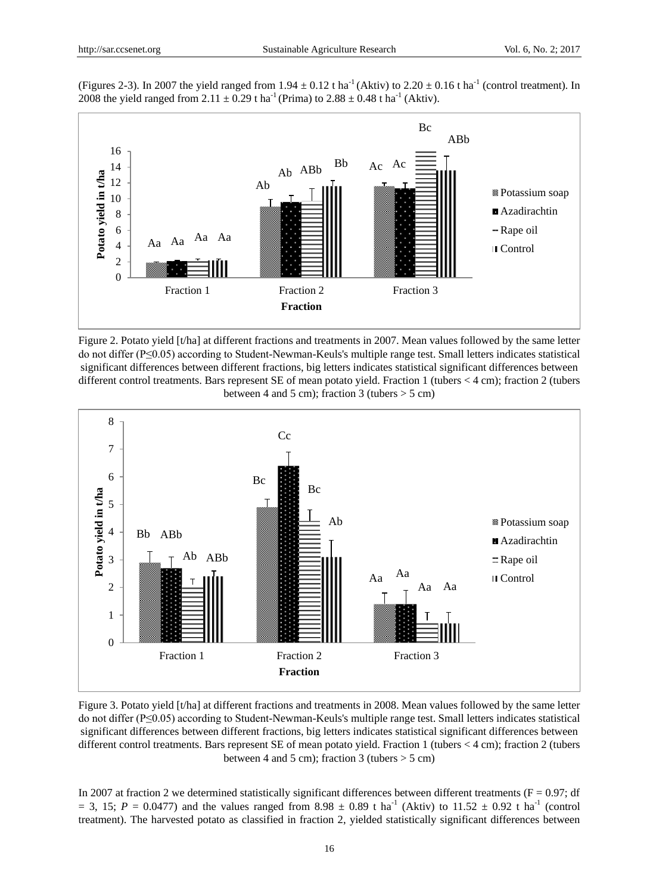(Figures 2-3). In 2007 the yield ranged from 1.94 ± 0.12 t $ha^{-1}$ (Aktiv) to 2.20 ± 0.16 t $ha^{-1}$ (control treatment). In 2008 the yield ranged from 2.11 ± 0.29 t $ha^{-1}$ (Prima) to 2.88 ± 0.48 t $ha^{-1}$ (Aktiv).

Figure 2. Potato yield [t/ha] at different fractions and treatments in 2007. Mean values followed by the same letter do not differ (P≤0.05) according to Student-Newman-Keuls's multiple range test. Small letters indicates statistical significant differences between different fractions, big letters indicates statistical significant differences between different control treatments. Bars represent SE of mean potato yield. Fraction 1 (tubers < 4 cm); fraction 2 (tubers between 4 and 5 cm); fraction 3 (tubers > 5 cm)

Figure 3. Potato yield [t/ha] at different fractions and treatments in 2008. Mean values followed by the same letter do not differ (P≤0.05) according to Student-Newman-Keuls's multiple range test. Small letters indicates statistical significant differences between different fractions, big letters indicates statistical significant differences between different control treatments. Bars represent SE of mean potato yield. Fraction 1 (tubers < 4 cm); fraction 2 (tubers between 4 and 5 cm); fraction 3 (tubers > 5 cm)

In 2007 at fraction 2 we determined statistically significant differences between different treatments ($F = 0.97$; df = 3, 15; $P = 0.0477$) and the values ranged from 8.98 ± 0.89 t $ha^{-1}$ (Aktiv) to 11.52 ± 0.92 t $ha^{-1}$ (control treatment). The harvested potato as classified in fraction 2, yielded statistically significant differences between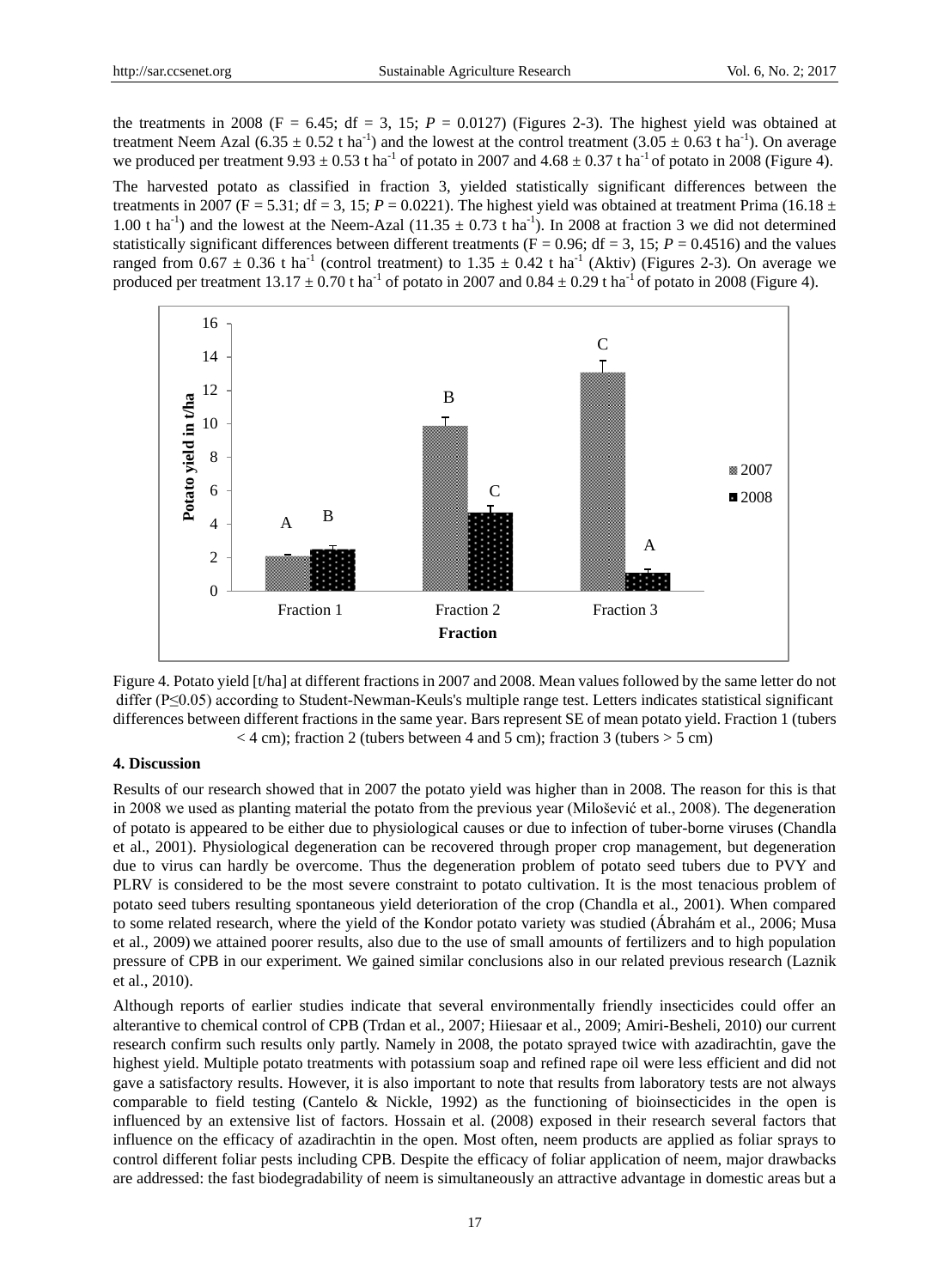the treatments in 2008 ($F = 6.45$; df = 3, 15; $P = 0.0127$) (Figures 2-3). The highest yield was obtained at treatment Neem Azal ($6.35 \pm 0.52$ t ha$^{-1}$) and the lowest at the control treatment ($3.05 \pm 0.63$ t ha$^{-1}$). On average we produced per treatment $9.93 \pm 0.53$ t ha$^{-1}$ of potato in 2007 and $4.68 \pm 0.37$ t ha$^{-1}$ of potato in 2008 (Figure 4).

The harvested potato as classified in fraction 3, yielded statistically significant differences between the treatments in 2007 ($F = 5.31$; df = 3, 15; $P = 0.0221$). The highest yield was obtained at treatment Prima ($16.18 \pm 1.00$ t ha$^{-1}$) and the lowest at the Neem-Azal ($11.35 \pm 0.73$ t ha$^{-1}$). In 2008 at fraction 3 we did not determined statistically significant differences between different treatments ($F = 0.96$; df = 3, 15; $P = 0.4516$) and the values ranged from $0.67 \pm 0.36$ t ha$^{-1}$ (control treatment) to $1.35 \pm 0.42$ t ha$^{-1}$ (Aktiv) (Figures 2-3). On average we produced per treatment $13.17 \pm 0.70$ t ha$^{-1}$ of potato in 2007 and $0.84 \pm 0.29$ t ha$^{-1}$ of potato in 2008 (Figure 4).

Figure 4. Potato yield [t/ha] at different fractions in 2007 and 2008. Mean values followed by the same letter do not differ ($P \leq 0.05$) according to Student-Newman-Keuls's multiple range test. Letters indicates statistical significant differences between different fractions in the same year. Bars represent SE of mean potato yield. Fraction 1 (tubers < 4 cm); fraction 2 (tubers between 4 and 5 cm); fraction 3 (tubers > 5 cm)

### 4. Discussion

Results of our research showed that in 2007 the potato yield was higher than in 2008. The reason for this is that in 2008 we used as planting material the potato from the previous year (Milošević et al., 2008). The degeneration of potato is appeared to be either due to physiological causes or due to infection of tuber-borne viruses (Chandla et al., 2001). Physiological degeneration can be recovered through proper crop management, but degeneration due to virus can hardly be overcome. Thus the degeneration problem of potato seed tubers due to PVY and PLRV is considered to be the most severe constraint to potato cultivation. It is the most tenacious problem of potato seed tubers resulting spontaneous yield deterioration of the crop (Chandla et al., 2001). When compared to some related research, where the yield of the Kondor potato variety was studied (Ábrahám et al., 2006; Musa et al., 2009) we attained poorer results, also due to the use of small amounts of fertilizers and to high population pressure of CPB in our experiment. We gained similar conclusions also in our related previous research (Laznik et al., 2010).

Although reports of earlier studies indicate that several environmentally friendly insecticides could offer an alterantive to chemical control of CPB (Trdan et al., 2007; Hiiesaar et al., 2009; Amiri-Besheli, 2010) our current research confirm such results only partly. Namely in 2008, the potato sprayed twice with azadirachtin, gave the highest yield. Multiple potato treatments with potassium soap and refined rape oil were less efficient and did not gave a satisfactory results. However, it is also important to note that results from laboratory tests are not always comparable to field testing (Cantelo & Nickle, 1992) as the functioning of bioinsecticides in the open is influenced by an extensive list of factors. Hossain et al. (2008) exposed in their research several factors that influence on the efficacy of azadirachtin in the open. Most often, neem products are applied as foliar sprays to control different foliar pests including CPB. Despite the efficacy of foliar application of neem, major drawbacks are addressed: the fast biodegradability of neem is simultaneously an attractive advantage in domestic areas but a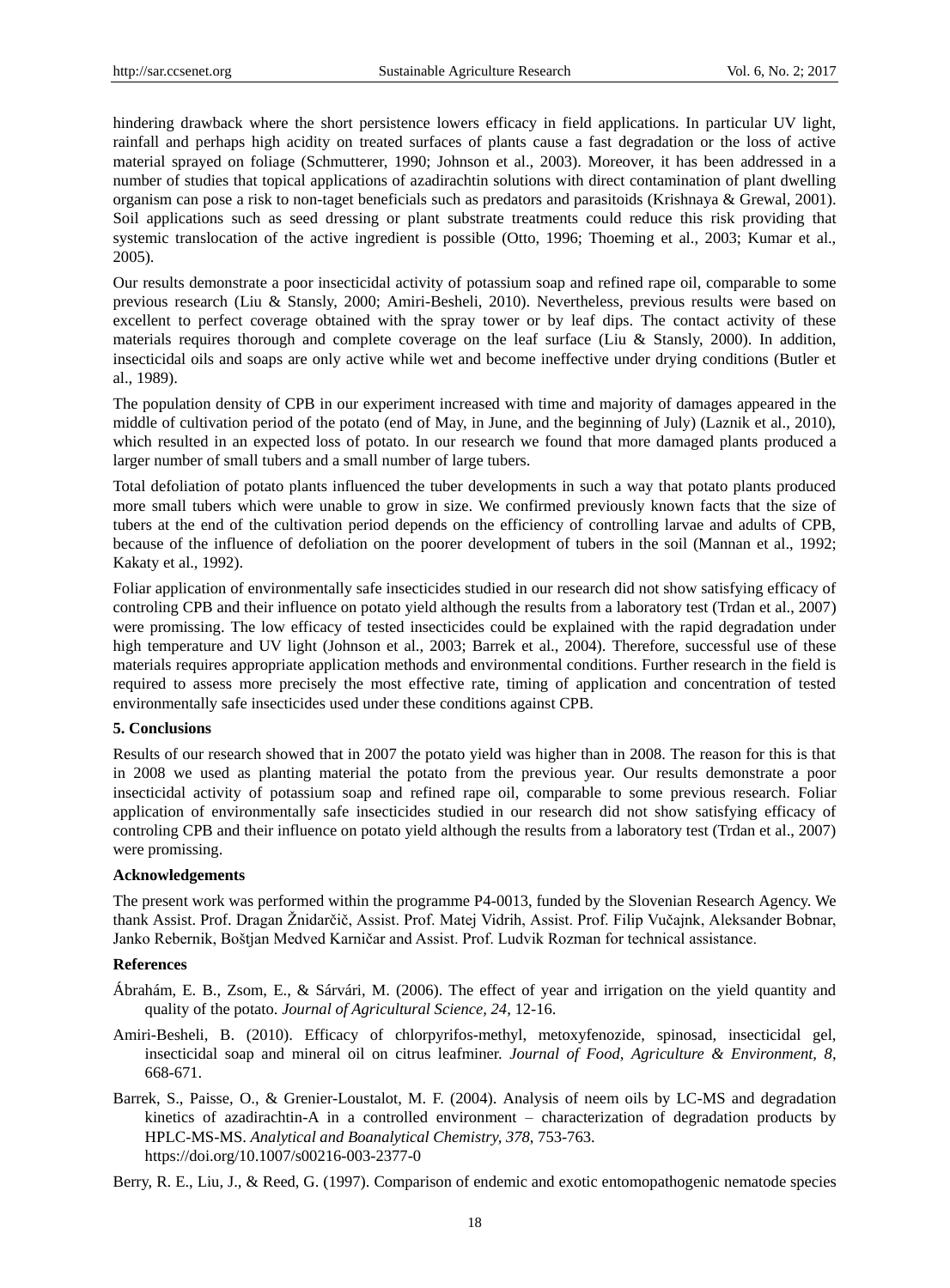hindering drawback where the short persistence lowers efficacy in field applications. In particular UV light, rainfall and perhaps high acidity on treated surfaces of plants cause a fast degradation or the loss of active material sprayed on foliage (Schmutterer, 1990; Johnson et al., 2003). Moreover, it has been addressed in a number of studies that topical applications of azadirachtin solutions with direct contamination of plant dwelling organism can pose a risk to non-taget beneficials such as predators and parasitoids (Krishnaya & Grewal, 2001). Soil applications such as seed dressing or plant substrate treatments could reduce this risk providing that systemic translocation of the active ingredient is possible (Otto, 1996; Thoeming et al., 2003; Kumar et al., 2005).

Our results demonstrate a poor insecticidal activity of potassium soap and refined rape oil, comparable to some previous research (Liu & Stansly, 2000; Amiri-Besheli, 2010). Nevertheless, previous results were based on excellent to perfect coverage obtained with the spray tower or by leaf dips. The contact activity of these materials requires thorough and complete coverage on the leaf surface (Liu & Stansly, 2000). In addition, insecticidal oils and soaps are only active while wet and become ineffective under drying conditions (Butler et al., 1989).

The population density of CPB in our experiment increased with time and majority of damages appeared in the middle of cultivation period of the potato (end of May, in June, and the beginning of July) (Laznik et al., 2010), which resulted in an expected loss of potato. In our research we found that more damaged plants produced a larger number of small tubers and a small number of large tubers.

Total defoliation of potato plants influenced the tuber developments in such a way that potato plants produced more small tubers which were unable to grow in size. We confirmed previously known facts that the size of tubers at the end of the cultivation period depends on the efficiency of controlling larvae and adults of CPB, because of the influence of defoliation on the poorer development of tubers in the soil (Mannan et al., 1992; Kakaty et al., 1992).

Foliar application of environmentally safe insecticides studied in our research did not show satisfying efficacy of controling CPB and their influence on potato yield although the results from a laboratory test (Trdan et al., 2007) were promissing. The low efficacy of tested insecticides could be explained with the rapid degradation under high temperature and UV light (Johnson et al., 2003; Barrek et al., 2004). Therefore, successful use of these materials requires appropriate application methods and environmental conditions. Further research in the field is required to assess more precisely the most effective rate, timing of application and concentration of tested environmentally safe insecticides used under these conditions against CPB.

## 5. Conclusions

Results of our research showed that in 2007 the potato yield was higher than in 2008. The reason for this is that in 2008 we used as planting material the potato from the previous year. Our results demonstrate a poor insecticidal activity of potassium soap and refined rape oil, comparable to some previous research. Foliar application of environmentally safe insecticides studied in our research did not show satisfying efficacy of controling CPB and their influence on potato yield although the results from a laboratory test (Trdan et al., 2007) were promissing.

## Acknowledgements

The present work was performed within the programme P4-0013, funded by the Slovenian Research Agency. We thank Assist. Prof. Dragan Žnidarčič, Assist. Prof. Matej Vidrih, Assist. Prof. Filip Vučajnk, Aleksander Bobnar, Janko Rebernik, Boštjan Medved Karničar and Assist. Prof. Ludvik Rozman for technical assistance.

## References

Ábrahám, E. B., Zsom, E., & Sárvári, M. (2006). The effect of year and irrigation on the yield quantity and quality of the potato. *Journal of Agricultural Science, 24*, 12-16.

Amiri-Besheli, B. (2010). Efficacy of chlorpyrifos-methyl, metoxyfenozide, spinosad, insecticidal gel, insecticidal soap and mineral oil on citrus leafminer. *Journal of Food, Agriculture & Environment*, *8*, 668-671.

Barrek, S., Paisse, O., & Grenier-Loustalot, M. F. (2004). Analysis of neem oils by LC-MS and degradation kinetics of azadirachtin-A in a controlled environment – characterization of degradation products by HPLC-MS-MS. *Analytical and Boanalytical Chemistry, 378*, 753-763. https://doi.org/10.1007/s00216-003-2377-0

Berry, R. E., Liu, J., & Reed, G. (1997). Comparison of endemic and exotic entomopathogenic nematode species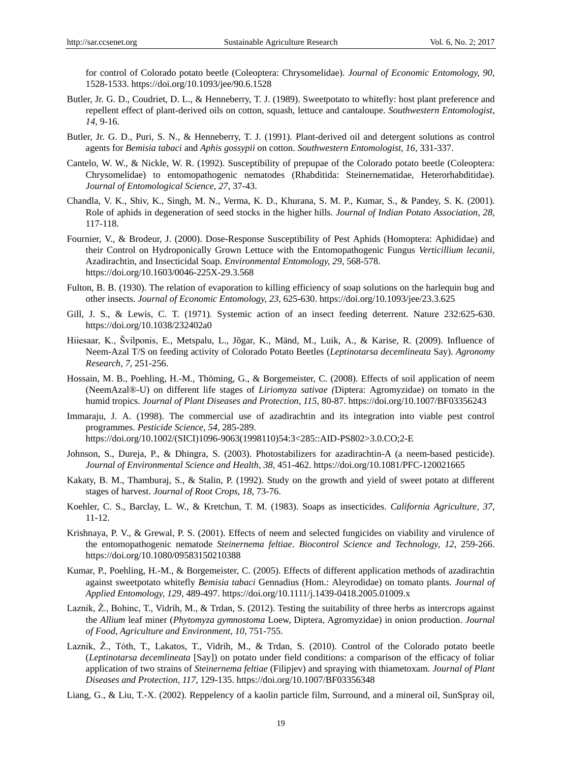for control of Colorado potato beetle (Coleoptera: Chrysomelidae). *Journal of Economic Entomology, 90*, 1528-1533. https://doi.org/10.1093/jee/90.6.1528

Butler, Jr. G. D., Coudriet, D. L., & Henneberry, T. J. (1989). Sweetpotato to whitefly: host plant preference and repellent effect of plant-derived oils on cotton, squash, lettuce and cantaloupe. *Southwestern Entomologist, 14*, 9-16.

Butler, Jr. G. D., Puri, S. N., & Henneberry, T. J. (1991). Plant-derived oil and detergent solutions as control agents for *Bemisia tabaci* and *Aphis gossypii* on cotton. *Southwestern Entomologist, 16*, 331-337.

Cantelo, W. W., & Nickle, W. R. (1992). Susceptibility of prepupae of the Colorado potato beetle (Coleoptera: Chrysomelidae) to entomopathogenic nematodes (Rhabditida: Steinernematidae, Heterorhabditidae). *Journal of Entomological Science, 27*, 37-43.

Chandla, V. K., Shiv, K., Singh, M. N., Verma, K. D., Khurana, S. M. P., Kumar, S., & Pandey, S. K. (2001). Role of aphids in degeneration of seed stocks in the higher hills. *Journal of Indian Potato Association, 28*, 117-118.

Fournier, V., & Brodeur, J. (2000). Dose-Response Susceptibility of Pest Aphids (Homoptera: Aphididae) and their Control on Hydroponically Grown Lettuce with the Entomopathogenic Fungus *Verticillium lecanii*, Azadirachtin, and Insecticidal Soap. *Environmental Entomology, 29*, 568-578. https://doi.org/10.1603/0046-225X-29.3.568

Fulton, B. B. (1930). The relation of evaporation to killing efficiency of soap solutions on the harlequin bug and other insects. *Journal of Economic Entomology, 23*, 625-630. https://doi.org/10.1093/jee/23.3.625

Gill, J. S., & Lewis, C. T. (1971). Systemic action of an insect feeding deterrent. Nature 232:625-630. https://doi.org/10.1038/232402a0

Hiiesaar, K., Švilponis, E., Metspalu, L., Jõgar, K., Mänd, M., Luik, A., & Karise, R. (2009). Influence of Neem-Azal T/S on feeding activity of Colorado Potato Beetles (*Leptinotarsa decemlineata* Say). *Agronomy Research, 7*, 251-256.

Hossain, M. B., Poehling, H.-M., Thöming, G., & Borgemeister, C. (2008). Effects of soil application of neem (NeemAzal®-U) on different life stages of *Liriomyza sativae (*Diptera: Agromyzidae) on tomato in the humid tropics. *Journal of Plant Diseases and Protection, 115*, 80-87. https://doi.org/10.1007/BF03356243

Immaraju, J. A. (1998). The commercial use of azadirachtin and its integration into viable pest control programmes. *Pesticide Science, 54*, 285-289. https://doi.org/10.1002/(SICI)1096-9063(1998110)54:3<285::AID-PS802>3.0.CO;2-E

Johnson, S., Dureja, P., & Dhingra, S. (2003). Photostabilizers for azadirachtin-A (a neem-based pesticide). *Journal of Environmental Science and Health, 38*, 451-462. https://doi.org/10.1081/PFC-120021665

Kakaty, B. M., Thamburaj, S., & Stalin, P. (1992). Study on the growth and yield of sweet potato at different stages of harvest. *Journal of Root Crops, 18*, 73-76.

Koehler, C. S., Barclay, L. W., & Kretchun, T. M. (1983). Soaps as insecticides. *California Agriculture, 37*, 11-12.

Krishnaya, P. V., & Grewal, P. S. (2001). Effects of neem and selected fungicides on viability and virulence of the entomopathogenic nematode *Steinernema feltiae*. *Biocontrol Science and Technology, 12*, 259-266. https://doi.org/10.1080/09583150210388

Kumar, P., Poehling, H.-M., & Borgemeister, C. (2005). Effects of different application methods of azadirachtin against sweetpotato whitefly *Bemisia tabaci* Gennadius (Hom.: Aleyrodidae) on tomato plants. *Journal of Applied Entomology, 129*, 489-497. https://doi.org/10.1111/j.1439-0418.2005.01009.x

Laznik, Ž., Bohinc, T., Vidrih, M., & Trdan, S. (2012). Testing the suitability of three herbs as intercrops against the *Allium* leaf miner (*Phytomyza gymnostoma* Loew, Diptera, Agromyzidae) in onion production. *Journal of Food, Agriculture and Environment, 10*, 751-755.

Laznik, Ž., Tóth, T., Lakatos, T., Vidrih, M., & Trdan, S. (2010). Control of the Colorado potato beetle (*Leptinotarsa decemlineata* [Say]) on potato under field conditions: a comparison of the efficacy of foliar application of two strains of *Steinernema feltiae* (Filipjev) and spraying with thiametoxam. *Journal of Plant Diseases and Protection, 117*, 129-135. https://doi.org/10.1007/BF03356348

Liang, G., & Liu, T.-X. (2002). Reppelency of a kaolin particle film, Surround, and a mineral oil, SunSpray oil,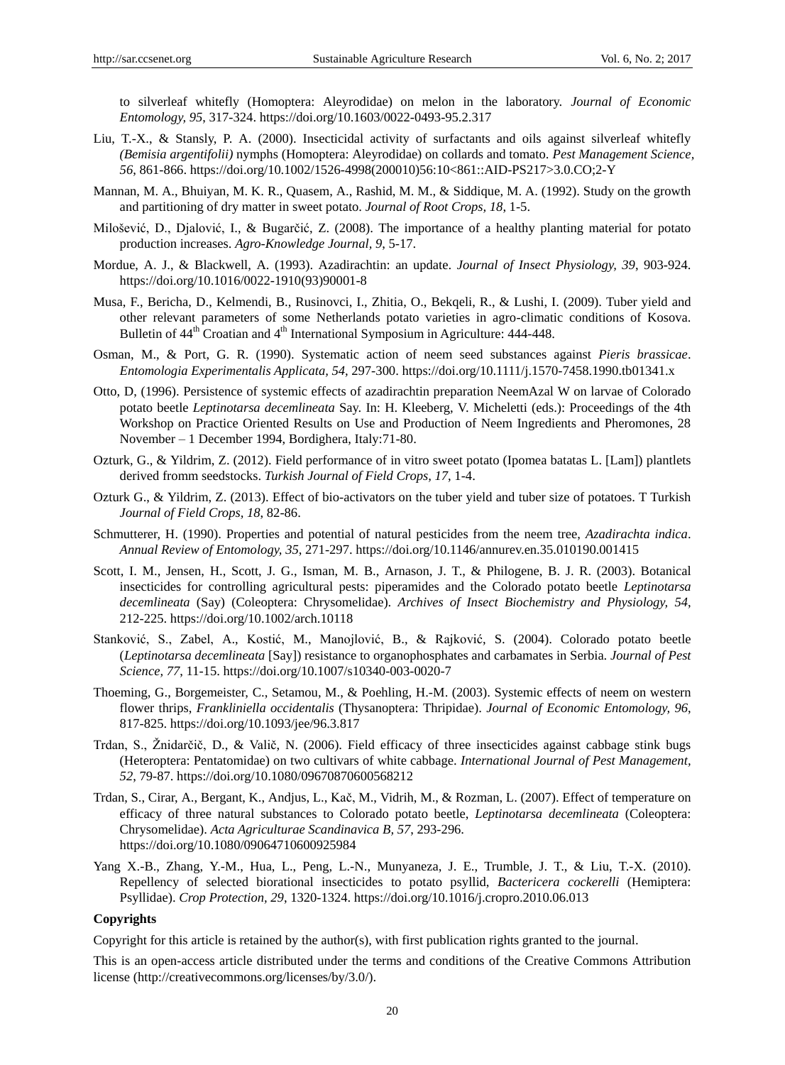to silverleaf whitefly (Homoptera: Aleyrodidae) on melon in the laboratory. *Journal of Economic Entomology, 95*, 317-324. https://doi.org/10.1603/0022-0493-95.2.317

Liu, T.-X., & Stansly, P. A. (2000). Insecticidal activity of surfactants and oils against silverleaf whitefly *(Bemisia argentifolii)* nymphs (Homoptera: Aleyrodidae) on collards and tomato. *Pest Management Science, 56*, 861-866. https://doi.org/10.1002/1526-4998(200010)56:10<861::AID-PS217>3.0.CO;2-Y

Mannan, M. A., Bhuiyan, M. K. R., Quasem, A., Rashid, M. M., & Siddique, M. A. (1992). Study on the growth and partitioning of dry matter in sweet potato. *Journal of Root Crops, 18*, 1-5.

Milošević, D., Djalović, I., & Bugarčić, Z. (2008). The importance of a healthy planting material for potato production increases. *Agro-Knowledge Journal, 9*, 5-17.

Mordue, A. J., & Blackwell, A. (1993). Azadirachtin: an update. *Journal of Insect Physiology, 39*, 903-924. https://doi.org/10.1016/0022-1910(93)90001-8

Musa, F., Bericha, D., Kelmendi, B., Rusinovci, I., Zhitia, O., Bekqeli, R., & Lushi, I. (2009). Tuber yield and other relevant parameters of some Netherlands potato varieties in agro-climatic conditions of Kosova. Bulletin of 44th Croatian and 4th International Symposium in Agriculture: 444-448.

Osman, M., & Port, G. R. (1990). Systematic action of neem seed substances against *Pieris brassicae*. *Entomologia Experimentalis Applicata, 54*, 297-300. https://doi.org/10.1111/j.1570-7458.1990.tb01341.x

Otto, D, (1996). Persistence of systemic effects of azadirachtin preparation NeemAzal W on larvae of Colorado potato beetle *Leptinotarsa decemlineata* Say. In: H. Kleeberg, V. Micheletti (eds.): Proceedings of the 4th Workshop on Practice Oriented Results on Use and Production of Neem Ingredients and Pheromones, 28 November – 1 December 1994, Bordighera, Italy:71-80.

Ozturk, G., & Yildrim, Z. (2012). Field performance of in vitro sweet potato (Ipomea batatas L. [Lam]) plantlets derived fromm seedstocks. *Turkish Journal of Field Crops, 17*, 1-4.

Ozturk G., & Yildrim, Z. (2013). Effect of bio-activators on the tuber yield and tuber size of potatoes. T Turkish *Journal of Field Crops, 18*, 82-86.

Schmutterer, H. (1990). Properties and potential of natural pesticides from the neem tree, *Azadirachta indica*. *Annual Review of Entomology, 35*, 271-297. https://doi.org/10.1146/annurev.en.35.010190.001415

Scott, I. M., Jensen, H., Scott, J. G., Isman, M. B., Arnason, J. T., & Philogene, B. J. R. (2003). Botanical insecticides for controlling agricultural pests: piperamides and the Colorado potato beetle *Leptinotarsa decemlineata* (Say) (Coleoptera: Chrysomelidae). *Archives of Insect Biochemistry and Physiology, 54*, 212-225. https://doi.org/10.1002/arch.10118

Stanković, S., Zabel, A., Kostić, M., Manojlović, B., & Rajković, S. (2004). Colorado potato beetle (*Leptinotarsa decemlineata* [Say]) resistance to organophosphates and carbamates in Serbia. *Journal of Pest Science, 77*, 11-15. https://doi.org/10.1007/s10340-003-0020-7

Thoeming, G., Borgemeister, C., Setamou, M., & Poehling, H.-M. (2003). Systemic effects of neem on western flower thrips, *Frankliniella occidentalis* (Thysanoptera: Thripidae). *Journal of Economic Entomology, 96*, 817-825. https://doi.org/10.1093/jee/96.3.817

Trdan, S., Žnidarčič, D., & Valič, N. (2006). Field efficacy of three insecticides against cabbage stink bugs (Heteroptera: Pentatomidae) on two cultivars of white cabbage. *International Journal of Pest Management, 52*, 79-87. https://doi.org/10.1080/09670870600568212

Trdan, S., Cirar, A., Bergant, K., Andjus, L., Kač, M., Vidrih, M., & Rozman, L. (2007). Effect of temperature on efficacy of three natural substances to Colorado potato beetle, *Leptinotarsa decemlineata* (Coleoptera: Chrysomelidae). *Acta Agriculturae Scandinavica B, 57*, 293-296. https://doi.org/10.1080/09064710600925984

Yang X.-B., Zhang, Y.-M., Hua, L., Peng, L.-N., Munyaneza, J. E., Trumble, J. T., & Liu, T.-X. (2010). Repellency of selected biorational insecticides to potato psyllid, *Bactericera cockerelli* (Hemiptera: Psyllidae). *Crop Protection, 29*, 1320-1324. https://doi.org/10.1016/j.cropro.2010.06.013

**Copyrights**

Copyright for this article is retained by the author(s), with first publication rights granted to the journal.

This is an open-access article distributed under the terms and conditions of the Creative Commons Attribution license (http://creativecommons.org/licenses/by/3.0/).